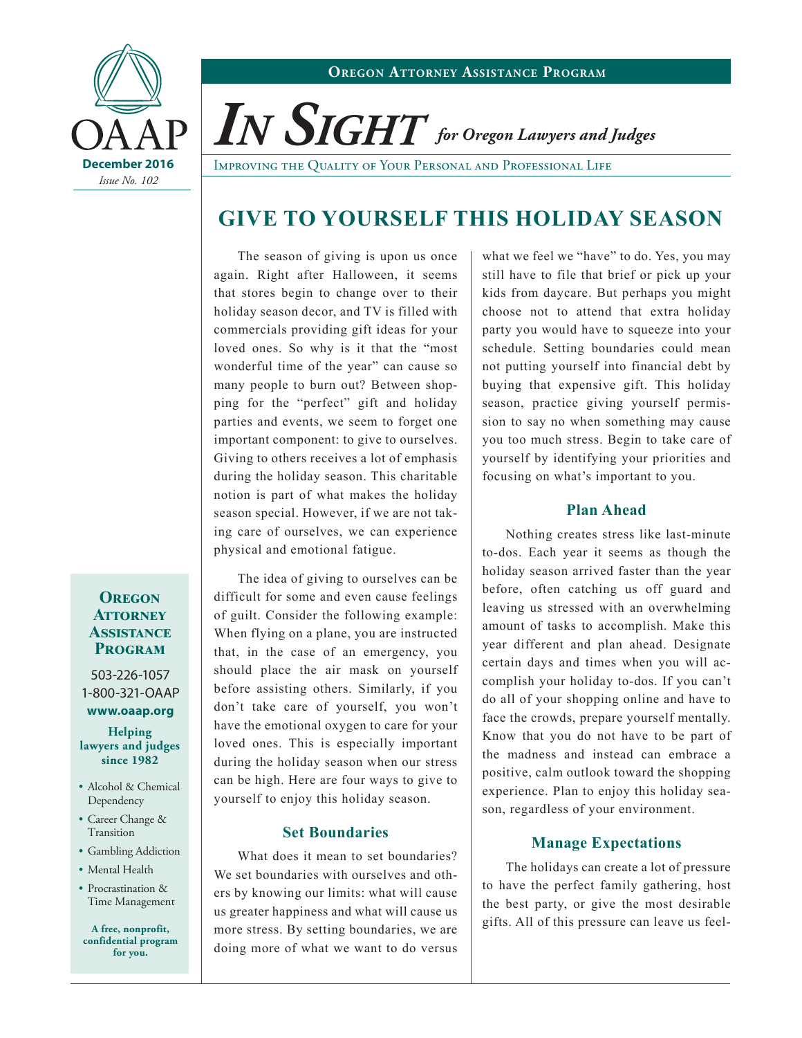**OREGON ATTORNEY ASSISTANCE PROGRAM**

OAAP
**December 2016**
*Issue No. 102*

# *IN SIGHT* *for Oregon Lawyers and Judges*

IMPROVING THE QUALITY OF YOUR PERSONAL AND PROFESSIONAL LIFE

## GIVE TO YOURSELF THIS HOLIDAY SEASON

The season of giving is upon us once again. Right after Halloween, it seems that stores begin to change over to their holiday season decor, and TV is filled with commercials providing gift ideas for your loved ones. So why is it that the "most wonderful time of the year" can cause so many people to burn out? Between shopping for the "perfect" gift and holiday parties and events, we seem to forget one important component: to give to ourselves. Giving to others receives a lot of emphasis during the holiday season. This charitable notion is part of what makes the holiday season special. However, if we are not taking care of ourselves, we can experience physical and emotional fatigue.

The idea of giving to ourselves can be difficult for some and even cause feelings of guilt. Consider the following example: When flying on a plane, you are instructed that, in the case of an emergency, you should place the air mask on yourself before assisting others. Similarly, if you don't take care of yourself, you won't have the emotional oxygen to care for your loved ones. This is especially important during the holiday season when our stress can be high. Here are four ways to give to yourself to enjoy this holiday season.

### Set Boundaries

What does it mean to set boundaries? We set boundaries with ourselves and others by knowing our limits: what will cause us greater happiness and what will cause us more stress. By setting boundaries, we are doing more of what we want to do versus what we feel we "have" to do. Yes, you may still have to file that brief or pick up your kids from daycare. But perhaps you might choose not to attend that extra holiday party you would have to squeeze into your schedule. Setting boundaries could mean not putting yourself into financial debt by buying that expensive gift. This holiday season, practice giving yourself permission to say no when something may cause you too much stress. Begin to take care of yourself by identifying your priorities and focusing on what's important to you.

### Plan Ahead

Nothing creates stress like last-minute to-dos. Each year it seems as though the holiday season arrived faster than the year before, often catching us off guard and leaving us stressed with an overwhelming amount of tasks to accomplish. Make this year different and plan ahead. Designate certain days and times when you will accomplish your holiday to-dos. If you can't do all of your shopping online and have to face the crowds, prepare yourself mentally. Know that you do not have to be part of the madness and instead can embrace a positive, calm outlook toward the shopping experience. Plan to enjoy this holiday season, regardless of your environment.

### Manage Expectations

The holidays can create a lot of pressure to have the perfect family gathering, host the best party, or give the most desirable gifts. All of this pressure can leave us feel-

---

**OREGON ATTORNEY ASSISTANCE PROGRAM**

503-226-1057
1-800-321-OAAP
**www.oaap.org**

**Helping lawyers and judges since 1982**

- Alcohol & Chemical Dependency
- Career Change & Transition
- Gambling Addiction
- Mental Health
- Procrastination & Time Management

**A free, nonprofit, confidential program for you.**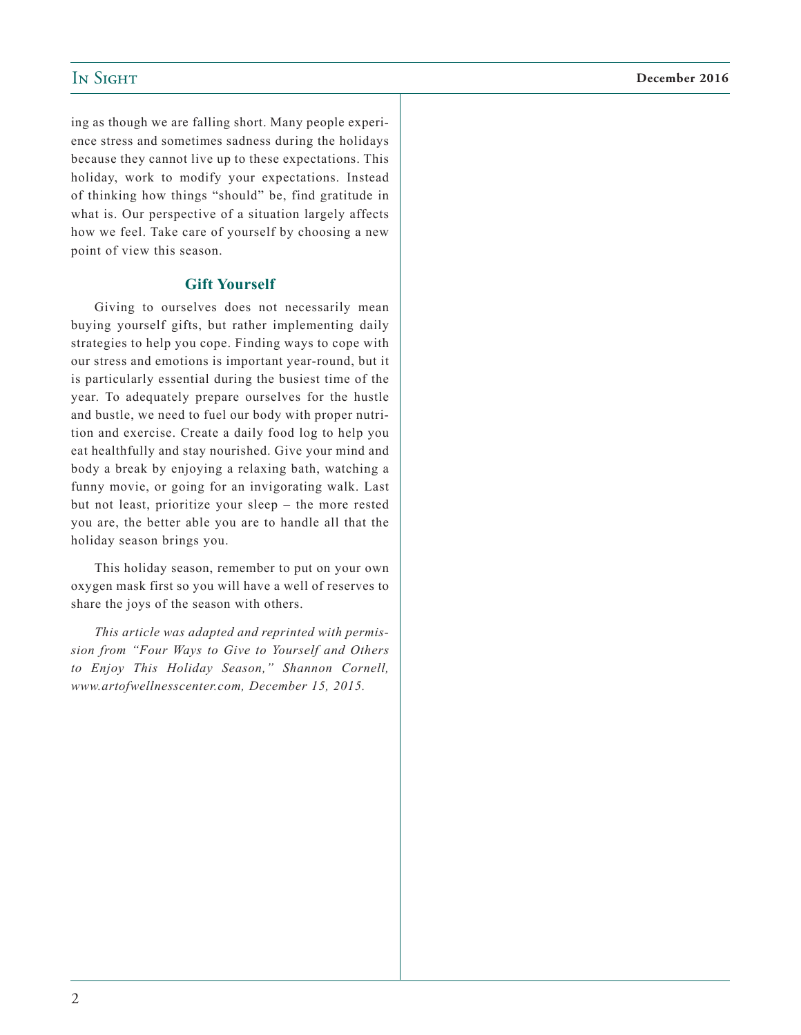ing as though we are falling short. Many people experience stress and sometimes sadness during the holidays because they cannot live up to these expectations. This holiday, work to modify your expectations. Instead of thinking how things "should" be, find gratitude in what is. Our perspective of a situation largely affects how we feel. Take care of yourself by choosing a new point of view this season.

### Gift Yourself

Giving to ourselves does not necessarily mean buying yourself gifts, but rather implementing daily strategies to help you cope. Finding ways to cope with our stress and emotions is important year-round, but it is particularly essential during the busiest time of the year. To adequately prepare ourselves for the hustle and bustle, we need to fuel our body with proper nutrition and exercise. Create a daily food log to help you eat healthfully and stay nourished. Give your mind and body a break by enjoying a relaxing bath, watching a funny movie, or going for an invigorating walk. Last but not least, prioritize your sleep – the more rested you are, the better able you are to handle all that the holiday season brings you.

This holiday season, remember to put on your own oxygen mask first so you will have a well of reserves to share the joys of the season with others.

*This article was adapted and reprinted with permission from "Four Ways to Give to Yourself and Others to Enjoy This Holiday Season," Shannon Cornell, www.artofwellnesscenter.com, December 15, 2015.*